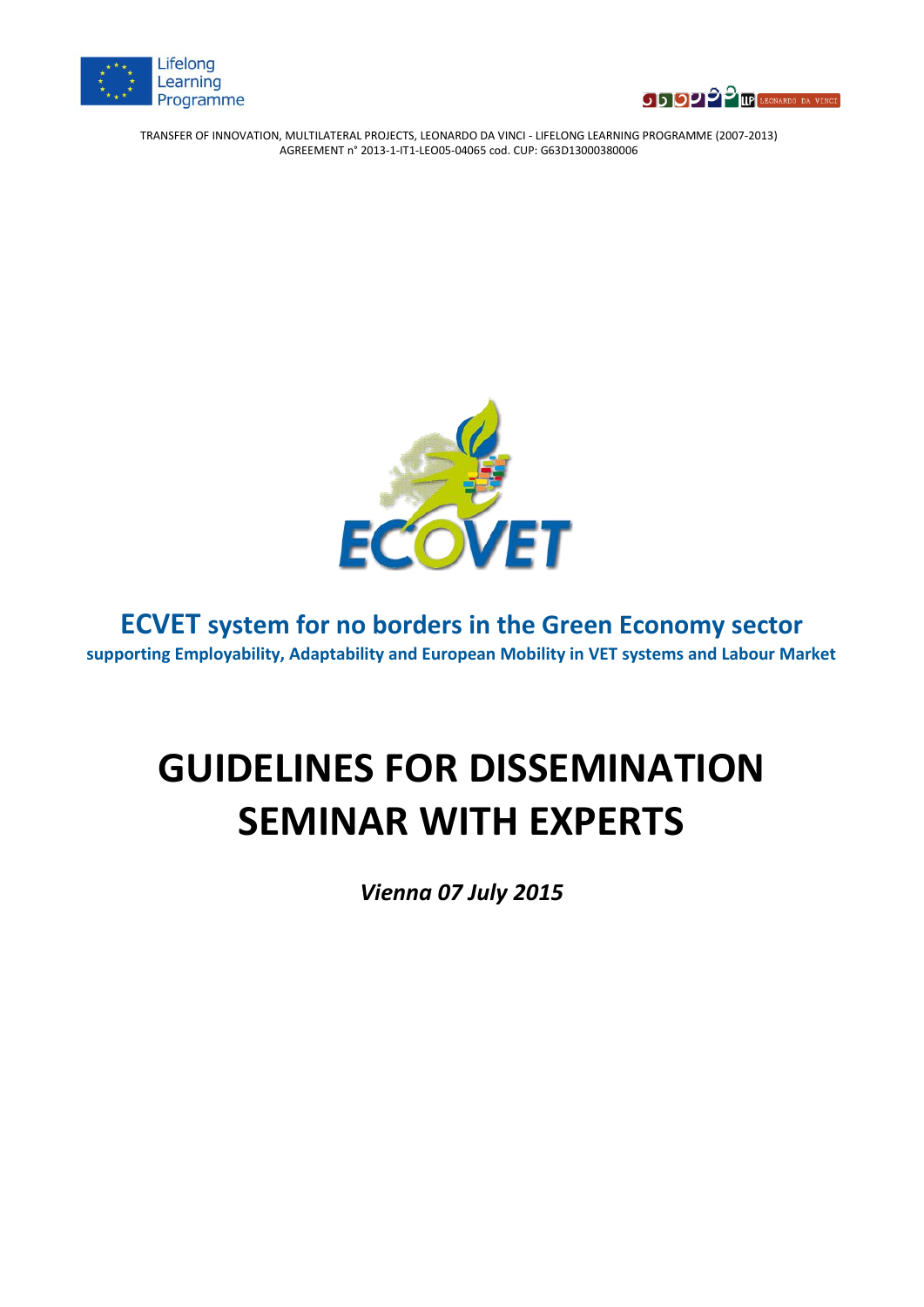Lifelong Learning Programme

TRANSFER OF INNOVATION, MULTILATERAL PROJECTS, LEONARDO DA VINCI - LIFELONG LEARNING PROGRAMME (2007-2013)
AGREEMENT n° 2013-1-IT1-LEO05-04065 cod. CUP: G63D13000380006

ECOVET

## ECVET system for no borders in the Green Economy sector

**supporting Employability, Adaptability and European Mobility in VET systems and Labour Market**

# GUIDELINES FOR DISSEMINATION SEMINAR WITH EXPERTS

***Vienna 07 July 2015***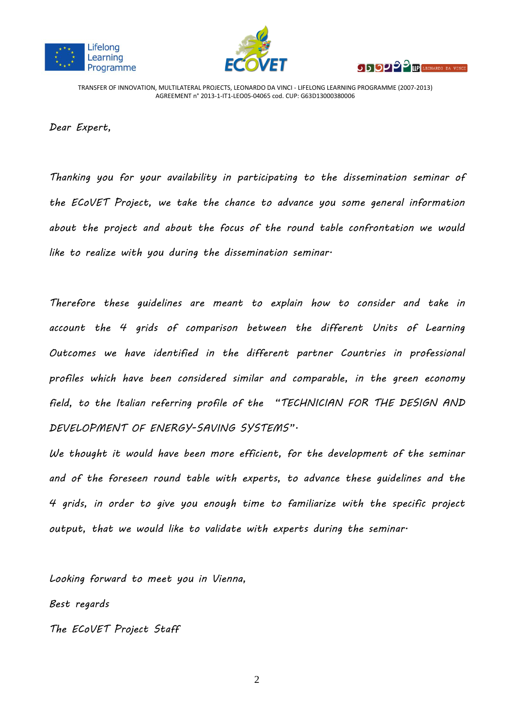Dear Expert,

Thanking you for your availability in participating to the dissemination seminar of the ECoVET Project, we take the chance to advance you some general information about the project and about the focus of the round table confrontation we would like to realize with you during the dissemination seminar.

Therefore these guidelines are meant to explain how to consider and take in account the 4 grids of comparison between the different Units of Learning Outcomes we have identified in the different partner Countries in professional profiles which have been considered similar and comparable, in the green economy field, to the Italian referring profile of the "TECHNICIAN FOR THE DESIGN AND DEVELOPMENT OF ENERGY-SAVING SYSTEMS".

We thought it would have been more efficient, for the development of the seminar and of the foreseen round table with experts, to advance these guidelines and the 4 grids, in order to give you enough time to familiarize with the specific project output, that we would like to validate with experts during the seminar.

Looking forward to meet you in Vienna,

Best regards

The ECoVET Project Staff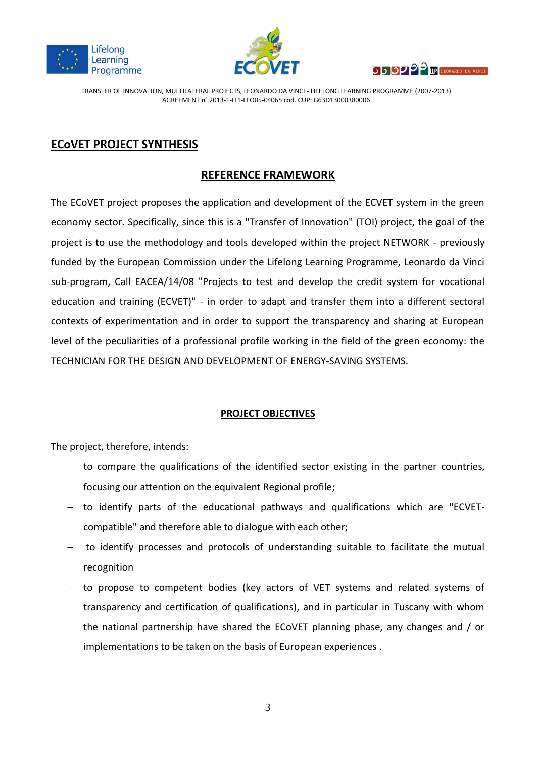## ECoVET PROJECT SYNTHESIS

### REFERENCE FRAMEWORK

The ECoVET project proposes the application and development of the ECVET system in the green economy sector. Specifically, since this is a "Transfer of Innovation" (TOI) project, the goal of the project is to use the methodology and tools developed within the project NETWORK - previously funded by the European Commission under the Lifelong Learning Programme, Leonardo da Vinci sub-program, Call EACEA/14/08 "Projects to test and develop the credit system for vocational education and training (ECVET)" - in order to adapt and transfer them into a different sectoral contexts of experimentation and in order to support the transparency and sharing at European level of the peculiarities of a professional profile working in the field of the green economy: the TECHNICIAN FOR THE DESIGN AND DEVELOPMENT OF ENERGY-SAVING SYSTEMS.

### PROJECT OBJECTIVES

The project, therefore, intends:

- to compare the qualifications of the identified sector existing in the partner countries, focusing our attention on the equivalent Regional profile;
- to identify parts of the educational pathways and qualifications which are "ECVET-compatible" and therefore able to dialogue with each other;
- to identify processes and protocols of understanding suitable to facilitate the mutual recognition
- to propose to competent bodies (key actors of VET systems and related systems of transparency and certification of qualifications), and in particular in Tuscany with whom the national partnership have shared the ECoVET planning phase, any changes and / or implementations to be taken on the basis of European experiences .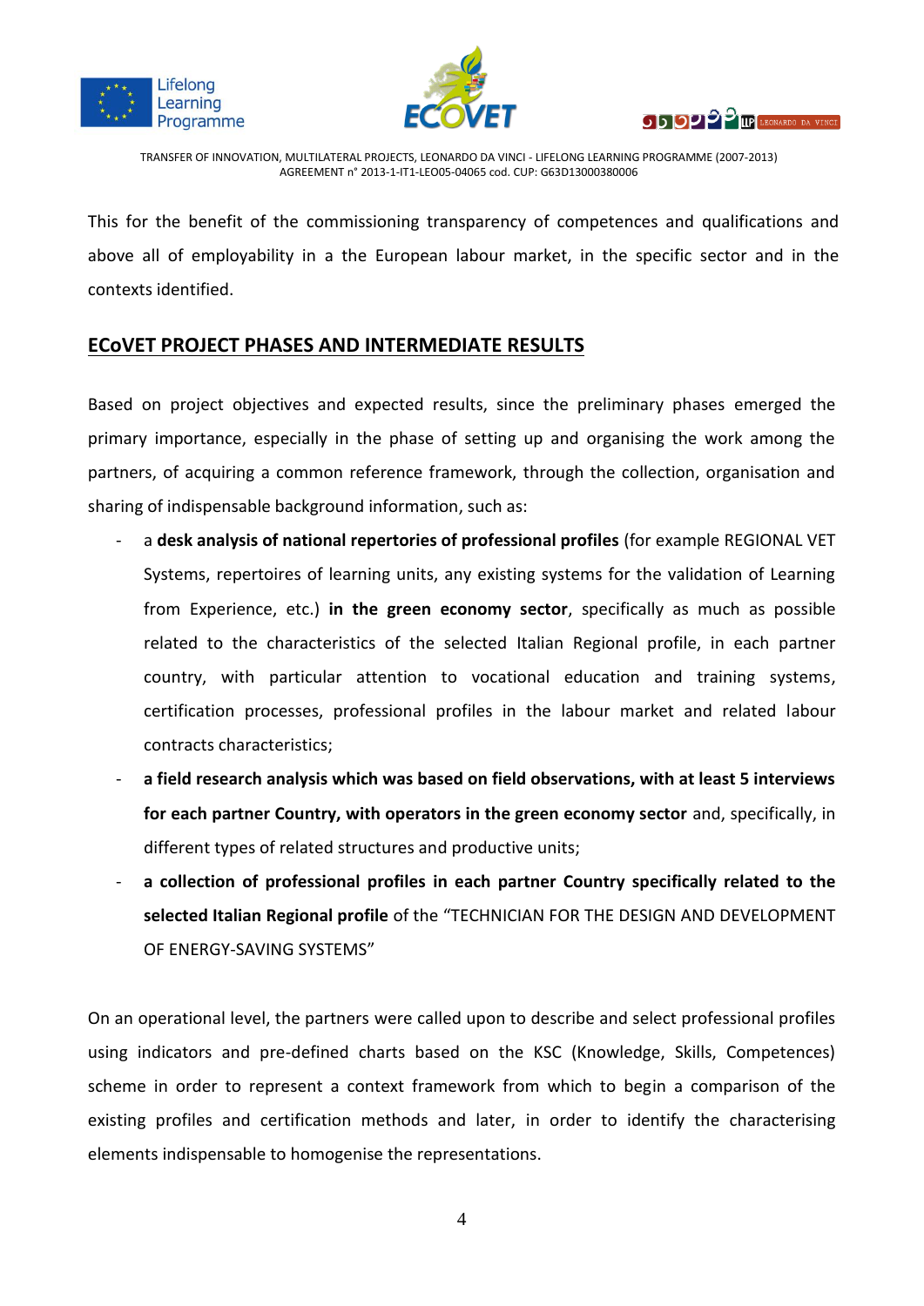This for the benefit of the commissioning transparency of competences and qualifications and above all of employability in a the European labour market, in the specific sector and in the contexts identified.

## ECoVET PROJECT PHASES AND INTERMEDIATE RESULTS

Based on project objectives and expected results, since the preliminary phases emerged the primary importance, especially in the phase of setting up and organising the work among the partners, of acquiring a common reference framework, through the collection, organisation and sharing of indispensable background information, such as:

- a **desk analysis of national repertories of professional profiles** (for example REGIONAL VET Systems, repertoires of learning units, any existing systems for the validation of Learning from Experience, etc.) **in the green economy sector**, specifically as much as possible related to the characteristics of the selected Italian Regional profile, in each partner country, with particular attention to vocational education and training systems, certification processes, professional profiles in the labour market and related labour contracts characteristics;
- **a field research analysis which was based on field observations, with at least 5 interviews for each partner Country, with operators in the green economy sector** and, specifically, in different types of related structures and productive units;
- **a collection of professional profiles in each partner Country specifically related to the selected Italian Regional profile** of the "TECHNICIAN FOR THE DESIGN AND DEVELOPMENT OF ENERGY-SAVING SYSTEMS"

On an operational level, the partners were called upon to describe and select professional profiles using indicators and pre-defined charts based on the KSC (Knowledge, Skills, Competences) scheme in order to represent a context framework from which to begin a comparison of the existing profiles and certification methods and later, in order to identify the characterising elements indispensable to homogenise the representations.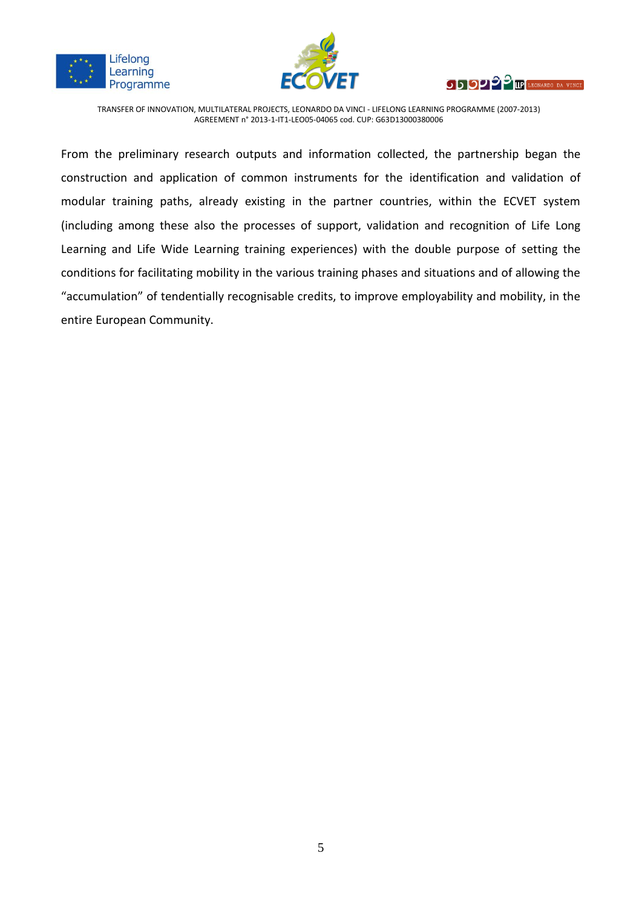From the preliminary research outputs and information collected, the partnership began the construction and application of common instruments for the identification and validation of modular training paths, already existing in the partner countries, within the ECVET system (including among these also the processes of support, validation and recognition of Life Long Learning and Life Wide Learning training experiences) with the double purpose of setting the conditions for facilitating mobility in the various training phases and situations and of allowing the "accumulation" of tendentially recognisable credits, to improve employability and mobility, in the entire European Community.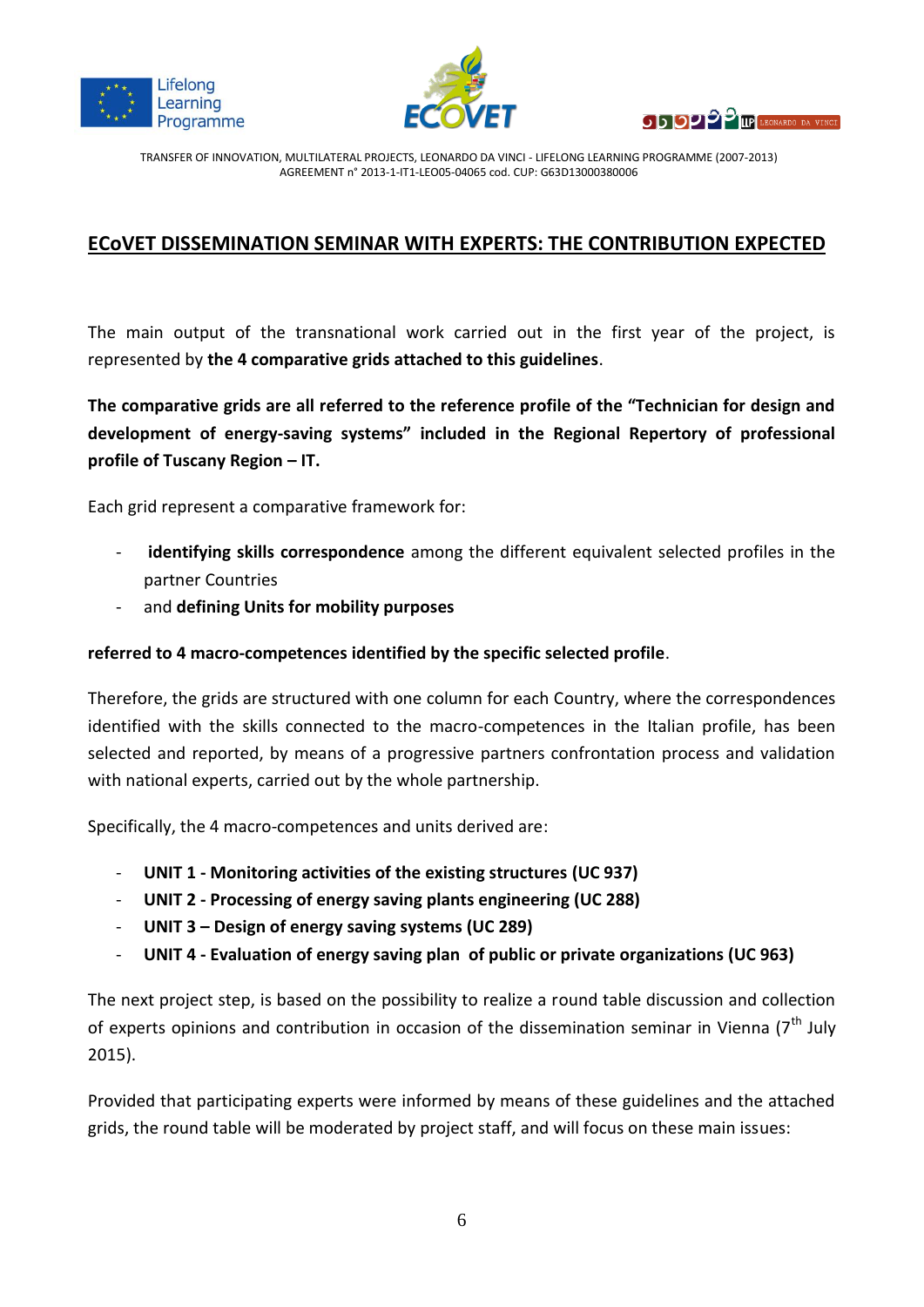## ECoVET DISSEMINATION SEMINAR WITH EXPERTS: THE CONTRIBUTION EXPECTED

The main output of the transnational work carried out in the first year of the project, is represented by **the 4 comparative grids attached to this guidelines**.

**The comparative grids are all referred to the reference profile of the "Technician for design and development of energy-saving systems" included in the Regional Repertory of professional profile of Tuscany Region – IT.**

Each grid represent a comparative framework for:

- **identifying skills correspondence** among the different equivalent selected profiles in the partner Countries
- and **defining Units for mobility purposes**

**referred to 4 macro-competences identified by the specific selected profile**.

Therefore, the grids are structured with one column for each Country, where the correspondences identified with the skills connected to the macro-competences in the Italian profile, has been selected and reported, by means of a progressive partners confrontation process and validation with national experts, carried out by the whole partnership.

Specifically, the 4 macro-competences and units derived are:

- **UNIT 1 - Monitoring activities of the existing structures (UC 937)**
- **UNIT 2 - Processing of energy saving plants engineering (UC 288)**
- **UNIT 3 – Design of energy saving systems (UC 289)**
- **UNIT 4 - Evaluation of energy saving plan of public or private organizations (UC 963)**

The next project step, is based on the possibility to realize a round table discussion and collection of experts opinions and contribution in occasion of the dissemination seminar in Vienna (7th July 2015).

Provided that participating experts were informed by means of these guidelines and the attached grids, the round table will be moderated by project staff, and will focus on these main issues: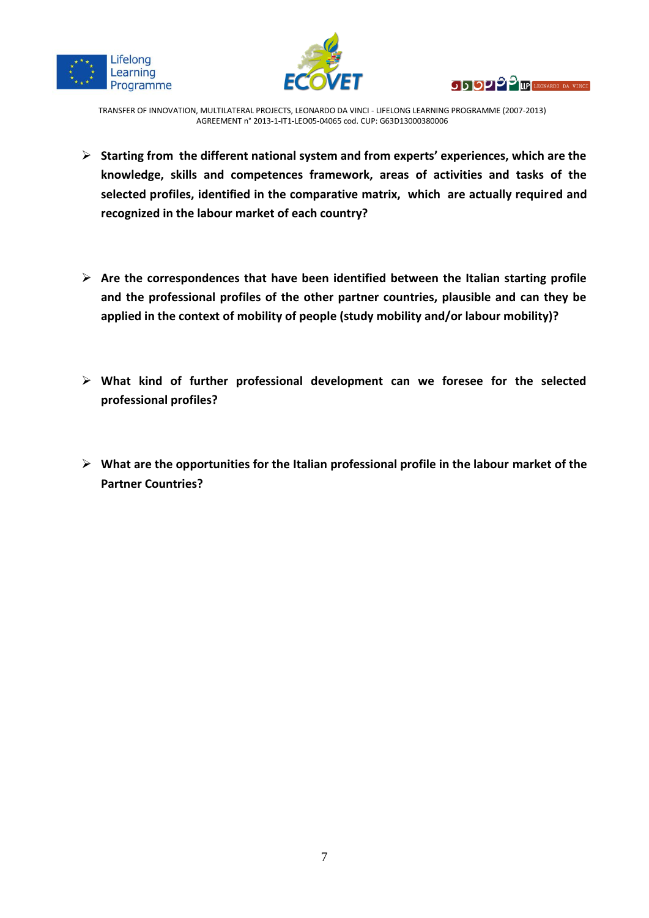- **Starting from the different national system and from experts' experiences, which are the knowledge, skills and competences framework, areas of activities and tasks of the selected profiles, identified in the comparative matrix, which are actually required and recognized in the labour market of each country?**

- **Are the correspondences that have been identified between the Italian starting profile and the professional profiles of the other partner countries, plausible and can they be applied in the context of mobility of people (study mobility and/or labour mobility)?**

- **What kind of further professional development can we foresee for the selected professional profiles?**

- **What are the opportunities for the Italian professional profile in the labour market of the Partner Countries?**